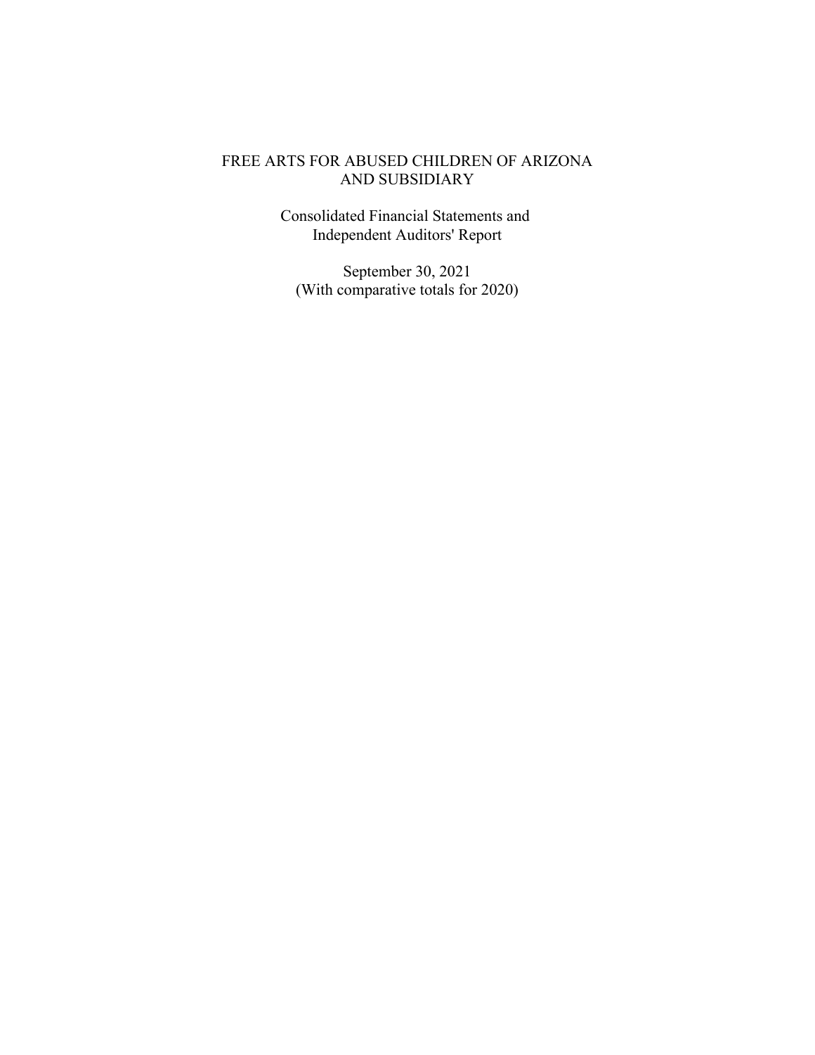# FREE ARTS FOR ABUSED CHILDREN OF ARIZONA AND SUBSIDIARY

Consolidated Financial Statements and Independent Auditors' Report

September 30, 2021
(With comparative totals for 2020)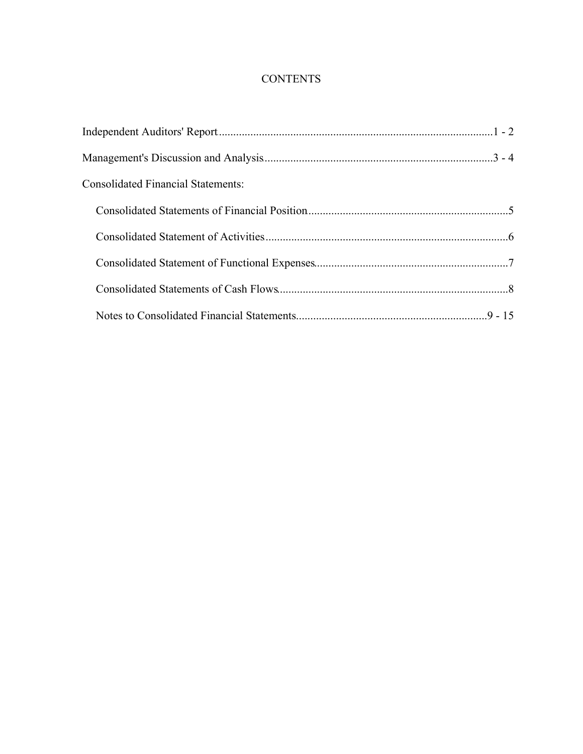# CONTENTS

| | |
|---|---|
| Independent Auditors' Report | 1 - 2 |
| Management's Discussion and Analysis | 3 - 4 |
| Consolidated Financial Statements: | |
| Consolidated Statements of Financial Position | 5 |
| Consolidated Statement of Activities | 6 |
| Consolidated Statement of Functional Expenses | 7 |
| Consolidated Statements of Cash Flows | 8 |
| Notes to Consolidated Financial Statements | 9 - 15 |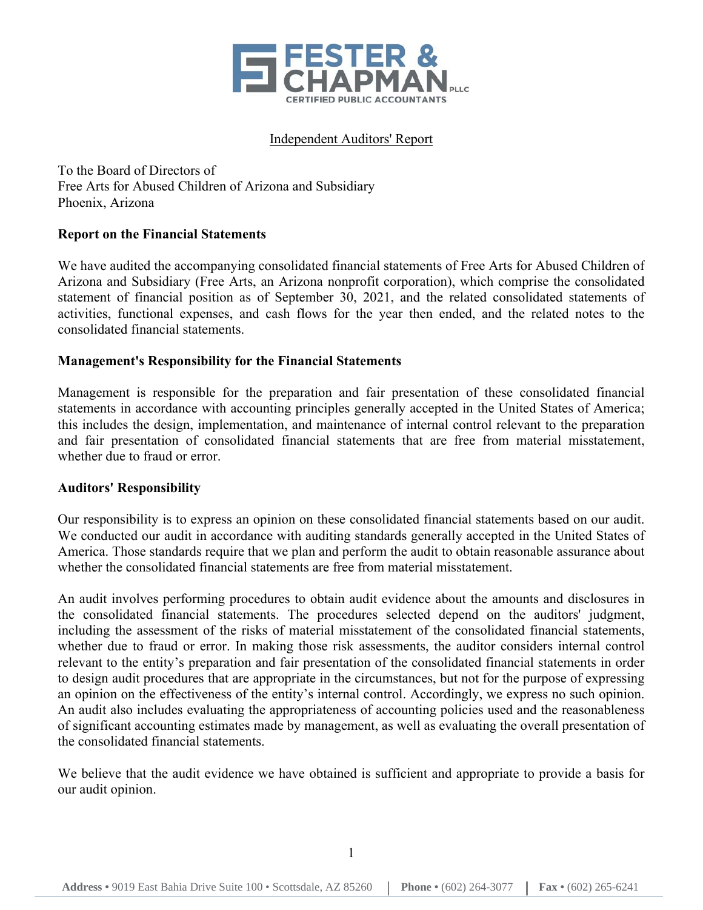FESTER & CHAPMAN PLLC
CERTIFIED PUBLIC ACCOUNTANTS

Independent Auditors' Report

To the Board of Directors of
Free Arts for Abused Children of Arizona and Subsidiary
Phoenix, Arizona

**Report on the Financial Statements**

We have audited the accompanying consolidated financial statements of Free Arts for Abused Children of Arizona and Subsidiary (Free Arts, an Arizona nonprofit corporation), which comprise the consolidated statement of financial position as of September 30, 2021, and the related consolidated statements of activities, functional expenses, and cash flows for the year then ended, and the related notes to the consolidated financial statements.

**Management's Responsibility for the Financial Statements**

Management is responsible for the preparation and fair presentation of these consolidated financial statements in accordance with accounting principles generally accepted in the United States of America; this includes the design, implementation, and maintenance of internal control relevant to the preparation and fair presentation of consolidated financial statements that are free from material misstatement, whether due to fraud or error.

**Auditors' Responsibility**

Our responsibility is to express an opinion on these consolidated financial statements based on our audit. We conducted our audit in accordance with auditing standards generally accepted in the United States of America. Those standards require that we plan and perform the audit to obtain reasonable assurance about whether the consolidated financial statements are free from material misstatement.

An audit involves performing procedures to obtain audit evidence about the amounts and disclosures in the consolidated financial statements. The procedures selected depend on the auditors' judgment, including the assessment of the risks of material misstatement of the consolidated financial statements, whether due to fraud or error. In making those risk assessments, the auditor considers internal control relevant to the entity's preparation and fair presentation of the consolidated financial statements in order to design audit procedures that are appropriate in the circumstances, but not for the purpose of expressing an opinion on the effectiveness of the entity's internal control. Accordingly, we express no such opinion. An audit also includes evaluating the appropriateness of accounting policies used and the reasonableness of significant accounting estimates made by management, as well as evaluating the overall presentation of the consolidated financial statements.

We believe that the audit evidence we have obtained is sufficient and appropriate to provide a basis for our audit opinion.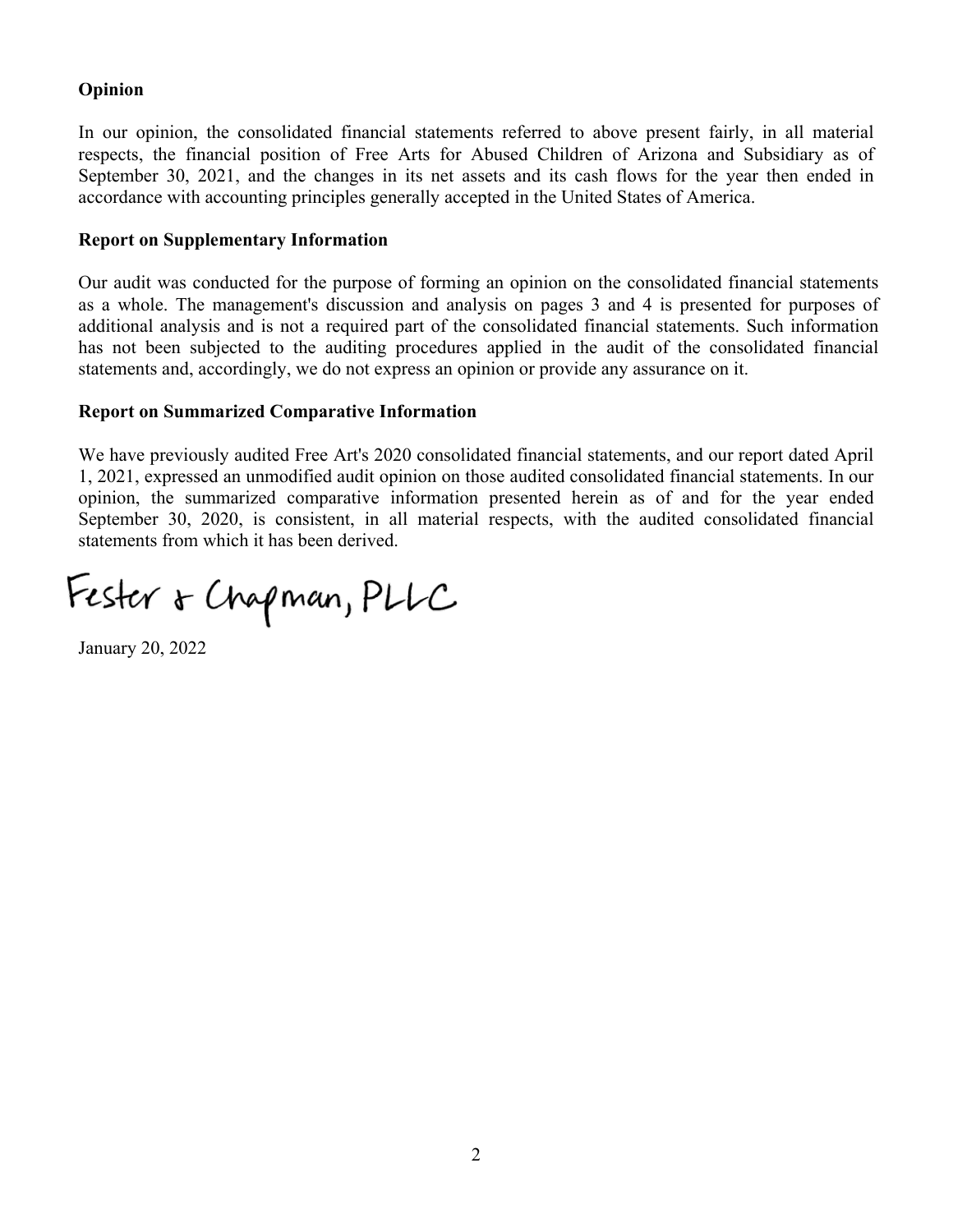**Opinion**

In our opinion, the consolidated financial statements referred to above present fairly, in all material respects, the financial position of Free Arts for Abused Children of Arizona and Subsidiary as of September 30, 2021, and the changes in its net assets and its cash flows for the year then ended in accordance with accounting principles generally accepted in the United States of America.

**Report on Supplementary Information**

Our audit was conducted for the purpose of forming an opinion on the consolidated financial statements as a whole. The management's discussion and analysis on pages 3 and 4 is presented for purposes of additional analysis and is not a required part of the consolidated financial statements. Such information has not been subjected to the auditing procedures applied in the audit of the consolidated financial statements and, accordingly, we do not express an opinion or provide any assurance on it.

**Report on Summarized Comparative Information**

We have previously audited Free Art's 2020 consolidated financial statements, and our report dated April 1, 2021, expressed an unmodified audit opinion on those audited consolidated financial statements. In our opinion, the summarized comparative information presented herein as of and for the year ended September 30, 2020, is consistent, in all material respects, with the audited consolidated financial statements from which it has been derived.

Fester & Chapman, PLLC

January 20, 2022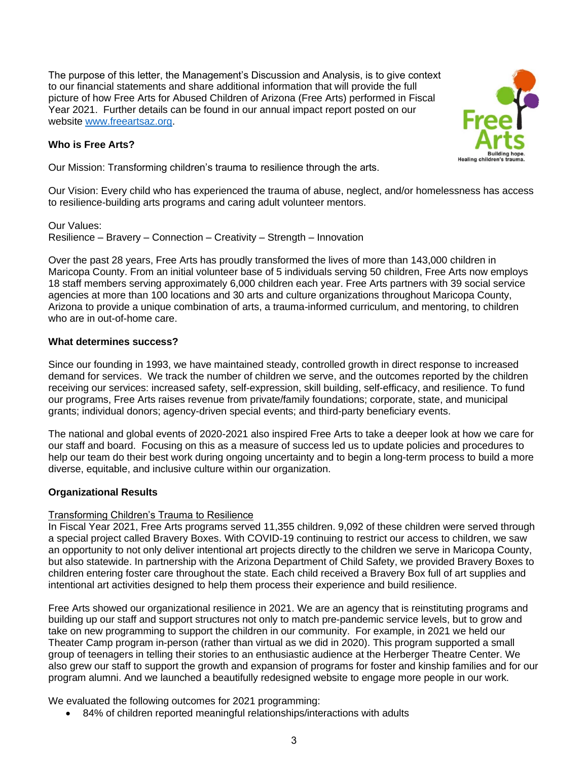The purpose of this letter, the Management's Discussion and Analysis, is to give context to our financial statements and share additional information that will provide the full picture of how Free Arts for Abused Children of Arizona (Free Arts) performed in Fiscal Year 2021. Further details can be found in our annual impact report posted on our website [www.freeartsaz.org](http://www.freeartsaz.org).

**Who is Free Arts?**

Our Mission: Transforming children's trauma to resilience through the arts.

Our Vision: Every child who has experienced the trauma of abuse, neglect, and/or homelessness has access to resilience-building arts programs and caring adult volunteer mentors.

Our Values:
Resilience – Bravery – Connection – Creativity – Strength – Innovation

Over the past 28 years, Free Arts has proudly transformed the lives of more than 143,000 children in Maricopa County. From an initial volunteer base of 5 individuals serving 50 children, Free Arts now employs 18 staff members serving approximately 6,000 children each year. Free Arts partners with 39 social service agencies at more than 100 locations and 30 arts and culture organizations throughout Maricopa County, Arizona to provide a unique combination of arts, a trauma-informed curriculum, and mentoring, to children who are in out-of-home care.

**What determines success?**

Since our founding in 1993, we have maintained steady, controlled growth in direct response to increased demand for services. We track the number of children we serve, and the outcomes reported by the children receiving our services: increased safety, self-expression, skill building, self-efficacy, and resilience. To fund our programs, Free Arts raises revenue from private/family foundations; corporate, state, and municipal grants; individual donors; agency-driven special events; and third-party beneficiary events.

The national and global events of 2020-2021 also inspired Free Arts to take a deeper look at how we care for our staff and board. Focusing on this as a measure of success led us to update policies and procedures to help our team do their best work during ongoing uncertainty and to begin a long-term process to build a more diverse, equitable, and inclusive culture within our organization.

**Organizational Results**

Transforming Children's Trauma to Resilience

In Fiscal Year 2021, Free Arts programs served 11,355 children. 9,092 of these children were served through a special project called Bravery Boxes. With COVID-19 continuing to restrict our access to children, we saw an opportunity to not only deliver intentional art projects directly to the children we serve in Maricopa County, but also statewide. In partnership with the Arizona Department of Child Safety, we provided Bravery Boxes to children entering foster care throughout the state. Each child received a Bravery Box full of art supplies and intentional art activities designed to help them process their experience and build resilience.

Free Arts showed our organizational resilience in 2021. We are an agency that is reinstituting programs and building up our staff and support structures not only to match pre-pandemic service levels, but to grow and take on new programming to support the children in our community. For example, in 2021 we held our Theater Camp program in-person (rather than virtual as we did in 2020). This program supported a small group of teenagers in telling their stories to an enthusiastic audience at the Herberger Theatre Center. We also grew our staff to support the growth and expansion of programs for foster and kinship families and for our program alumni. And we launched a beautifully redesigned website to engage more people in our work.

We evaluated the following outcomes for 2021 programming:

- 84% of children reported meaningful relationships/interactions with adults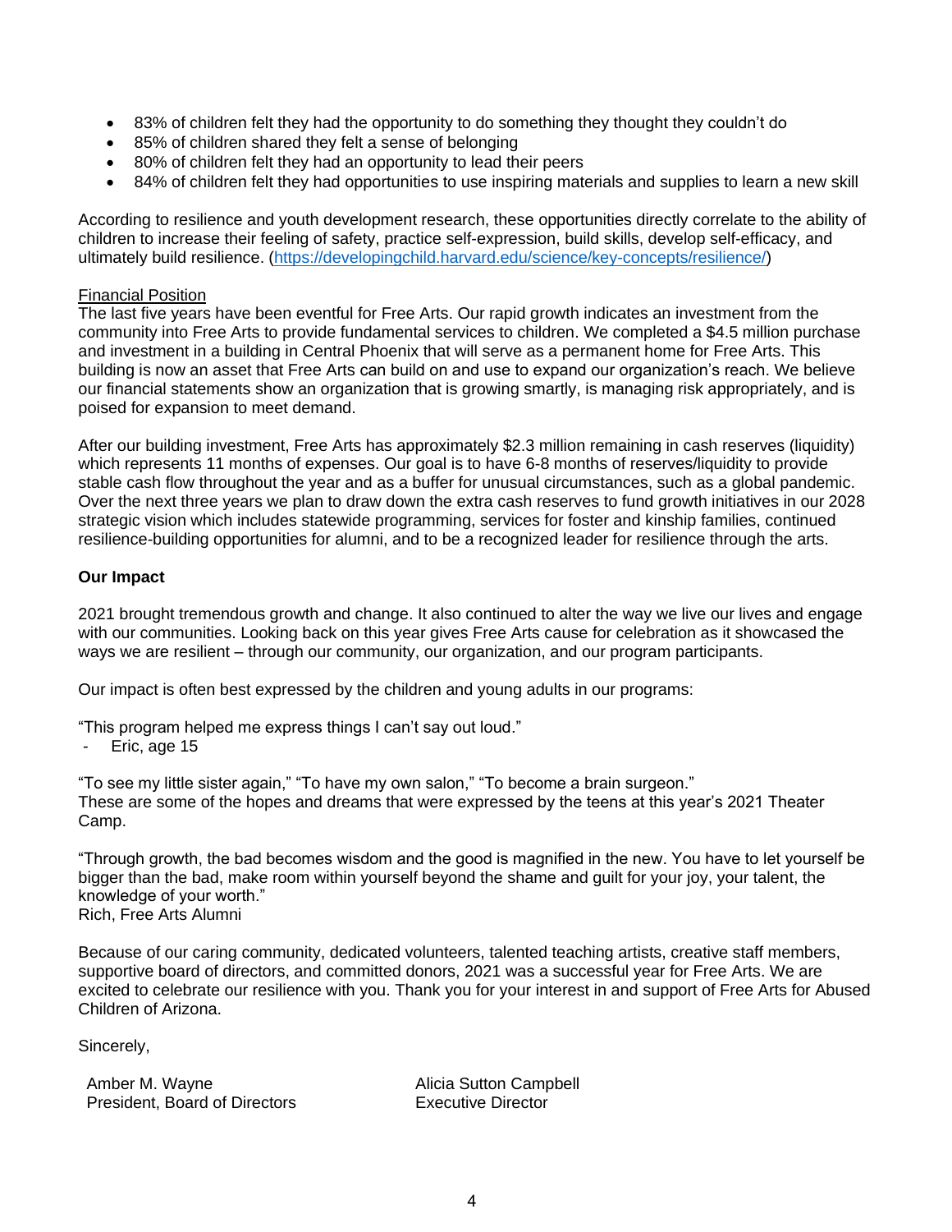- 83% of children felt they had the opportunity to do something they thought they couldn't do
- 85% of children shared they felt a sense of belonging
- 80% of children felt they had an opportunity to lead their peers
- 84% of children felt they had opportunities to use inspiring materials and supplies to learn a new skill

According to resilience and youth development research, these opportunities directly correlate to the ability of children to increase their feeling of safety, practice self-expression, build skills, develop self-efficacy, and ultimately build resilience. (https://developingchild.harvard.edu/science/key-concepts/resilience/)

Financial Position

The last five years have been eventful for Free Arts. Our rapid growth indicates an investment from the community into Free Arts to provide fundamental services to children. We completed a $4.5 million purchase and investment in a building in Central Phoenix that will serve as a permanent home for Free Arts. This building is now an asset that Free Arts can build on and use to expand our organization's reach. We believe our financial statements show an organization that is growing smartly, is managing risk appropriately, and is poised for expansion to meet demand.

After our building investment, Free Arts has approximately $2.3 million remaining in cash reserves (liquidity) which represents 11 months of expenses. Our goal is to have 6-8 months of reserves/liquidity to provide stable cash flow throughout the year and as a buffer for unusual circumstances, such as a global pandemic. Over the next three years we plan to draw down the extra cash reserves to fund growth initiatives in our 2028 strategic vision which includes statewide programming, services for foster and kinship families, continued resilience-building opportunities for alumni, and to be a recognized leader for resilience through the arts.

**Our Impact**

2021 brought tremendous growth and change. It also continued to alter the way we live our lives and engage with our communities. Looking back on this year gives Free Arts cause for celebration as it showcased the ways we are resilient – through our community, our organization, and our program participants.

Our impact is often best expressed by the children and young adults in our programs:

"This program helped me express things I can't say out loud."
- Eric, age 15

"To see my little sister again," "To have my own salon," "To become a brain surgeon."
These are some of the hopes and dreams that were expressed by the teens at this year's 2021 Theater Camp.

"Through growth, the bad becomes wisdom and the good is magnified in the new. You have to let yourself be bigger than the bad, make room within yourself beyond the shame and guilt for your joy, your talent, the knowledge of your worth."
Rich, Free Arts Alumni

Because of our caring community, dedicated volunteers, talented teaching artists, creative staff members, supportive board of directors, and committed donors, 2021 was a successful year for Free Arts. We are excited to celebrate our resilience with you. Thank you for your interest in and support of Free Arts for Abused Children of Arizona.

Sincerely,

Amber M. Wayne
President, Board of Directors

Alicia Sutton Campbell
Executive Director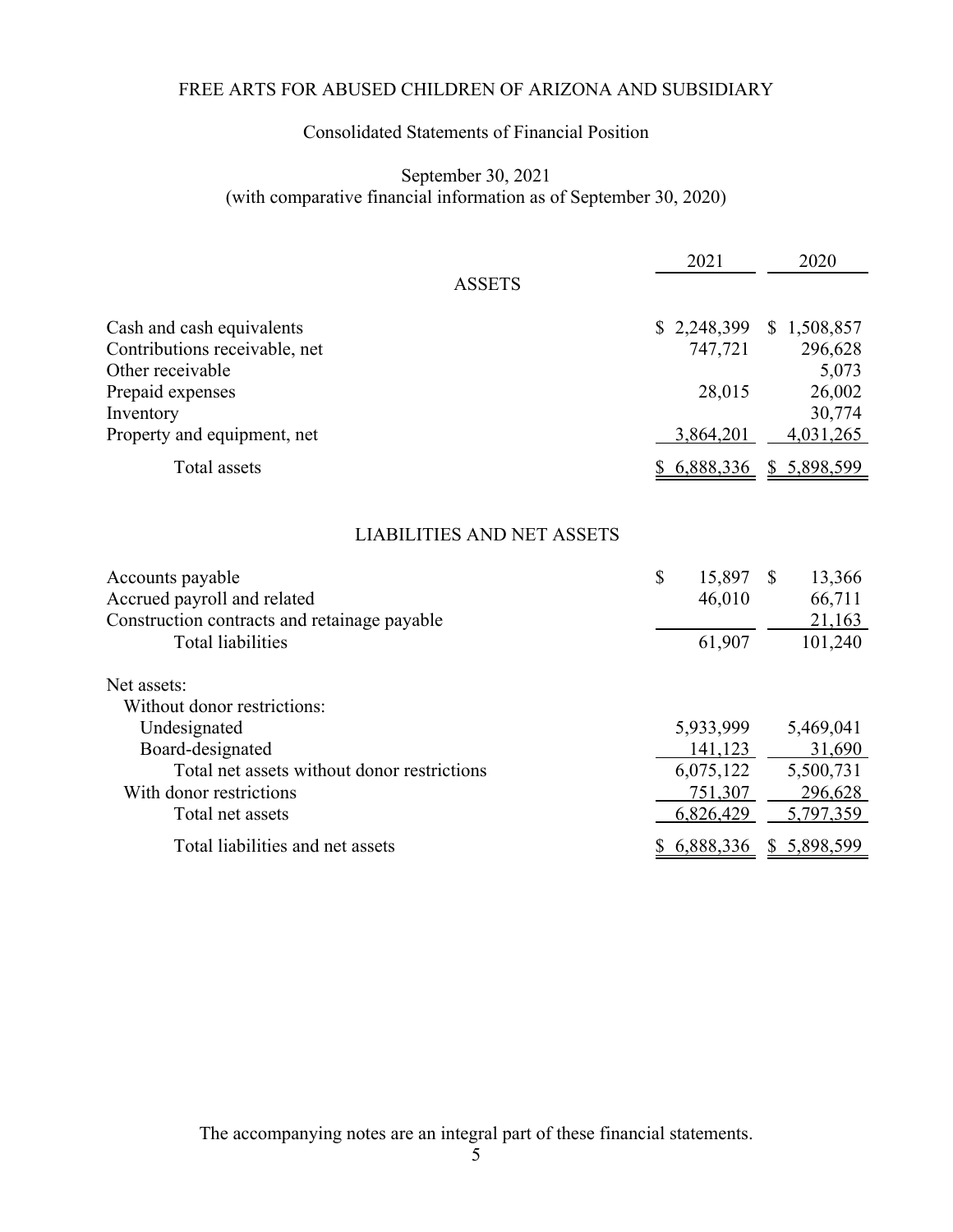# FREE ARTS FOR ABUSED CHILDREN OF ARIZONA AND SUBSIDIARY

## Consolidated Statements of Financial Position

September 30, 2021
(with comparative financial information as of September 30, 2020)

| | 2021 | 2020 |
|---|---|---|
| **ASSETS** | | |
| Cash and cash equivalents | $ 2,248,399 | $ 1,508,857 |
| Contributions receivable, net | 747,721 | 296,628 |
| Other receivable | | 5,073 |
| Prepaid expenses | 28,015 | 26,002 |
| Inventory | | 30,774 |
| Property and equipment, net | 3,864,201 | 4,031,265 |
| Total assets | $ 6,888,336 | $ 5,898,599 |
| **LIABILITIES AND NET ASSETS** | | |
| Accounts payable | $ 15,897 | $ 13,366 |
| Accrued payroll and related | 46,010 | 66,711 |
| Construction contracts and retainage payable | | 21,163 |
| Total liabilities | 61,907 | 101,240 |
| Net assets: | | |
| Without donor restrictions: | | |
| Undesignated | 5,933,999 | 5,469,041 |
| Board-designated | 141,123 | 31,690 |
| Total net assets without donor restrictions | 6,075,122 | 5,500,731 |
| With donor restrictions | 751,307 | 296,628 |
| Total net assets | 6,826,429 | 5,797,359 |
| Total liabilities and net assets | $ 6,888,336 | $ 5,898,599 |

The accompanying notes are an integral part of these financial statements.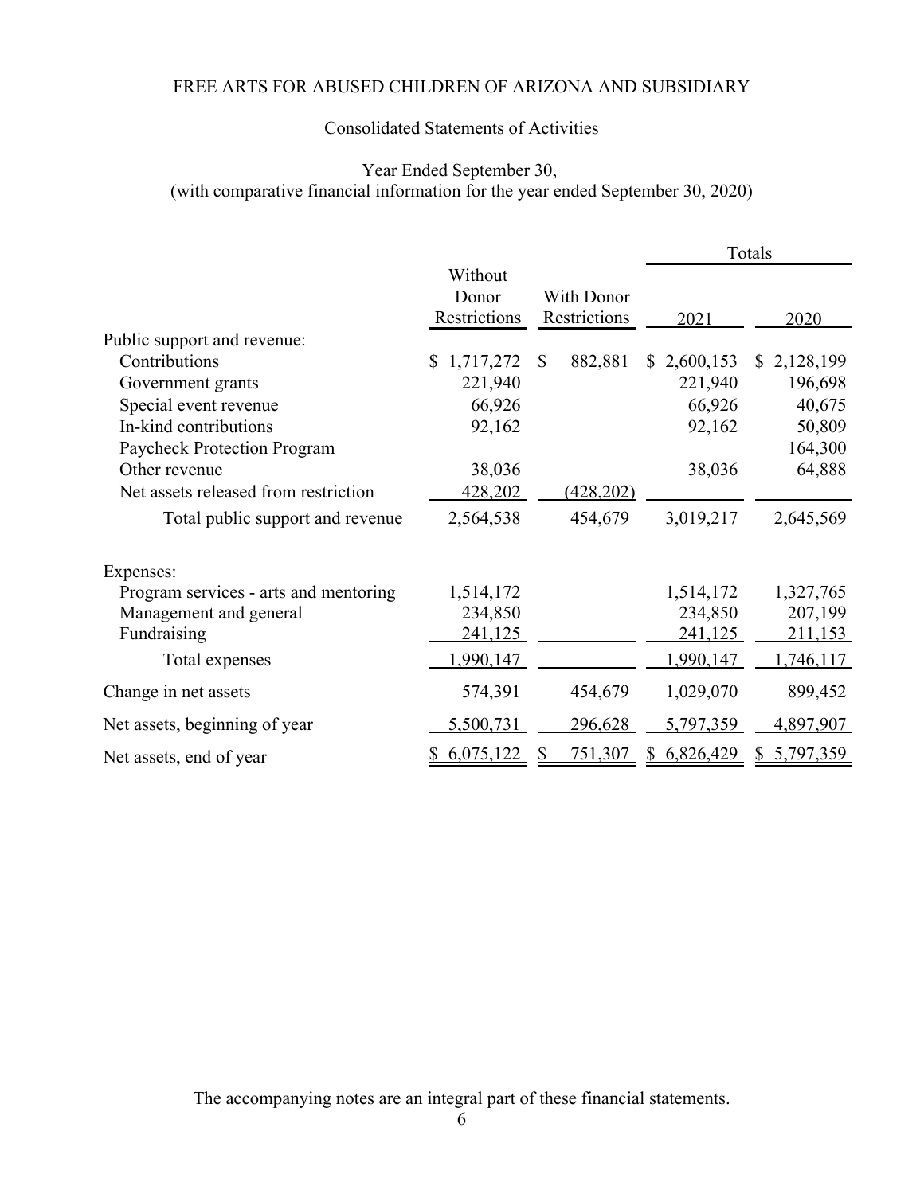# FREE ARTS FOR ABUSED CHILDREN OF ARIZONA AND SUBSIDIARY

## Consolidated Statements of Activities

Year Ended September 30,
(with comparative financial information for the year ended September 30, 2020)

| | Without Donor Restrictions | With Donor Restrictions | Totals 2021 | Totals 2020 |
|---|---|---|---|---|
| Public support and revenue: | | | | |
| Contributions | $ 1,717,272 | $ 882,881 | $ 2,600,153 | $ 2,128,199 |
| Government grants | 221,940 | | 221,940 | 196,698 |
| Special event revenue | 66,926 | | 66,926 | 40,675 |
| In-kind contributions | 92,162 | | 92,162 | 50,809 |
| Paycheck Protection Program | | | | 164,300 |
| Other revenue | 38,036 | | 38,036 | 64,888 |
| Net assets released from restriction | 428,202 | (428,202) | | |
| Total public support and revenue | 2,564,538 | 454,679 | 3,019,217 | 2,645,569 |
| Expenses: | | | | |
| Program services - arts and mentoring | 1,514,172 | | 1,514,172 | 1,327,765 |
| Management and general | 234,850 | | 234,850 | 207,199 |
| Fundraising | 241,125 | | 241,125 | 211,153 |
| Total expenses | 1,990,147 | | 1,990,147 | 1,746,117 |
| Change in net assets | 574,391 | 454,679 | 1,029,070 | 899,452 |
| Net assets, beginning of year | 5,500,731 | 296,628 | 5,797,359 | 4,897,907 |
| Net assets, end of year | $ 6,075,122 | $ 751,307 | $ 6,826,429 | $ 5,797,359 |

The accompanying notes are an integral part of these financial statements.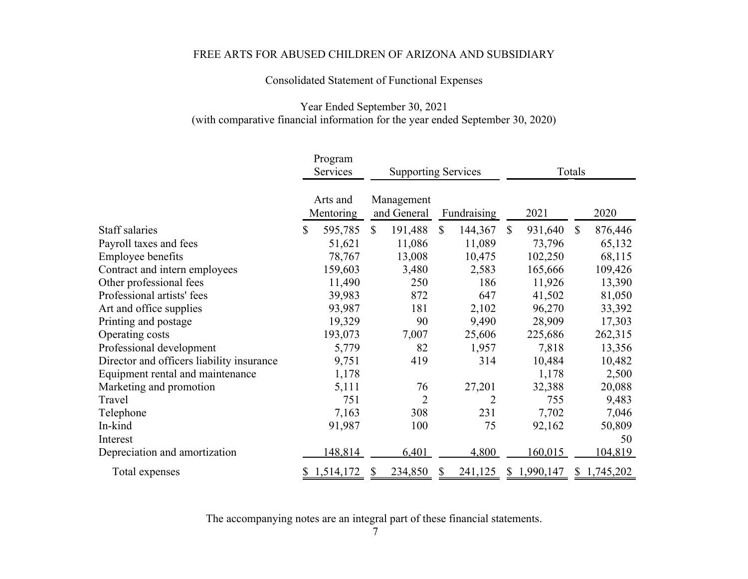FREE ARTS FOR ABUSED CHILDREN OF ARIZONA AND SUBSIDIARY

Consolidated Statement of Functional Expenses

Year Ended September 30, 2021
(with comparative financial information for the year ended September 30, 2020)

| | Program Services | Supporting Services | | Totals | |
|---|---|---|---|---|---|
| | Arts and Mentoring | Management and General | Fundraising | 2021 | 2020 |
| Staff salaries | $ 595,785 | $ 191,488 | $ 144,367 | $ 931,640 | $ 876,446 |
| Payroll taxes and fees | 51,621 | 11,086 | 11,089 | 73,796 | 65,132 |
| Employee benefits | 78,767 | 13,008 | 10,475 | 102,250 | 68,115 |
| Contract and intern employees | 159,603 | 3,480 | 2,583 | 165,666 | 109,426 |
| Other professional fees | 11,490 | 250 | 186 | 11,926 | 13,390 |
| Professional artists' fees | 39,983 | 872 | 647 | 41,502 | 81,050 |
| Art and office supplies | 93,987 | 181 | 2,102 | 96,270 | 33,392 |
| Printing and postage | 19,329 | 90 | 9,490 | 28,909 | 17,303 |
| Operating costs | 193,073 | 7,007 | 25,606 | 225,686 | 262,315 |
| Professional development | 5,779 | 82 | 1,957 | 7,818 | 13,356 |
| Director and officers liability insurance | 9,751 | 419 | 314 | 10,484 | 10,482 |
| Equipment rental and maintenance | 1,178 | | | 1,178 | 2,500 |
| Marketing and promotion | 5,111 | 76 | 27,201 | 32,388 | 20,088 |
| Travel | 751 | 2 | 2 | 755 | 9,483 |
| Telephone | 7,163 | 308 | 231 | 7,702 | 7,046 |
| In-kind | 91,987 | 100 | 75 | 92,162 | 50,809 |
| Interest | | | | | 50 |
| Depreciation and amortization | 148,814 | 6,401 | 4,800 | 160,015 | 104,819 |
| Total expenses | $ 1,514,172 | $ 234,850 | $ 241,125 | $ 1,990,147 | $ 1,745,202 |

The accompanying notes are an integral part of these financial statements.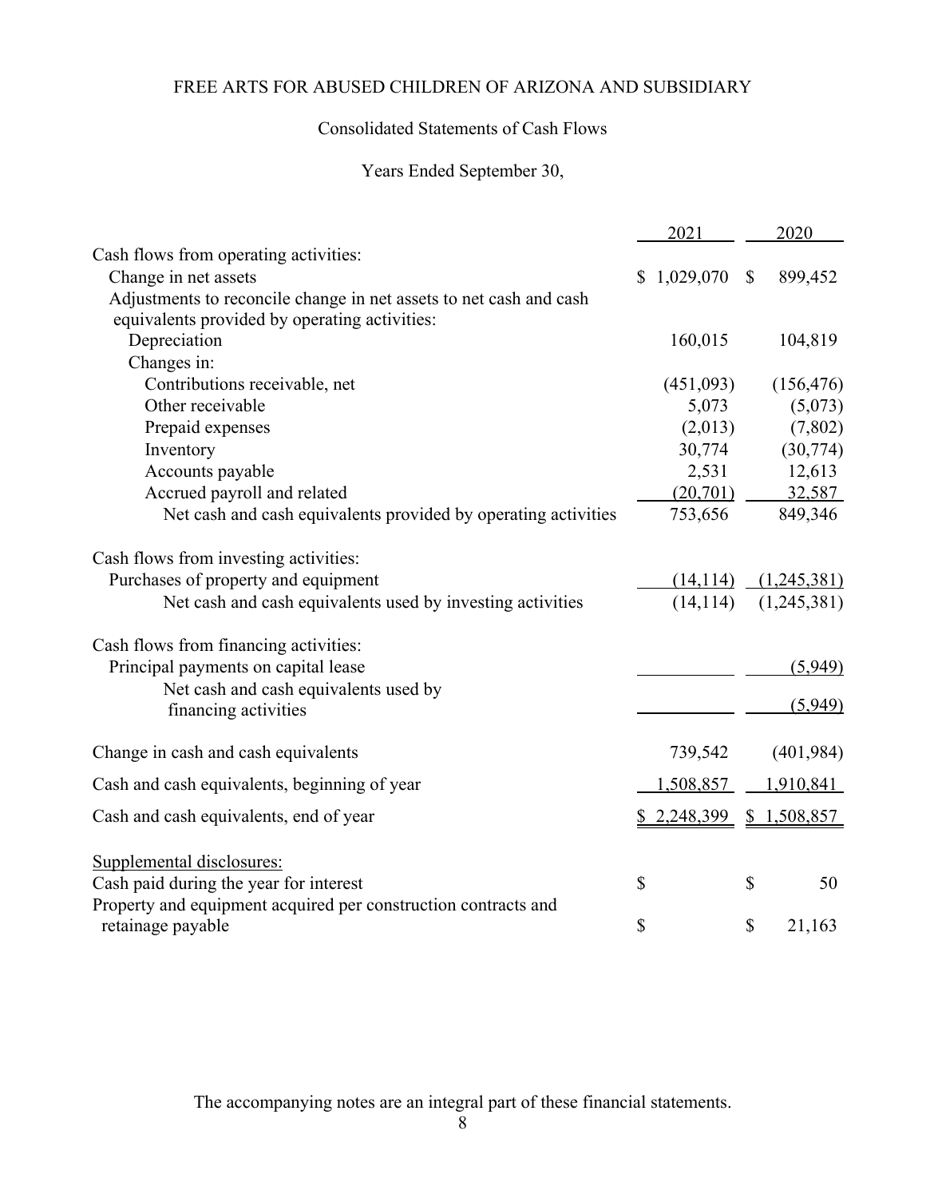FREE ARTS FOR ABUSED CHILDREN OF ARIZONA AND SUBSIDIARY

Consolidated Statements of Cash Flows

Years Ended September 30,

| | 2021 | 2020 |
|---|---|---|
| Cash flows from operating activities: | | |
| Change in net assets | $ 1,029,070 | $ 899,452 |
| Adjustments to reconcile change in net assets to net cash and cash equivalents provided by operating activities: | | |
| Depreciation | 160,015 | 104,819 |
| Changes in: | | |
| Contributions receivable, net | (451,093) | (156,476) |
| Other receivable | 5,073 | (5,073) |
| Prepaid expenses | (2,013) | (7,802) |
| Inventory | 30,774 | (30,774) |
| Accounts payable | 2,531 | 12,613 |
| Accrued payroll and related | (20,701) | 32,587 |
| Net cash and cash equivalents provided by operating activities | 753,656 | 849,346 |
| Cash flows from investing activities: | | |
| Purchases of property and equipment | (14,114) | (1,245,381) |
| Net cash and cash equivalents used by investing activities | (14,114) | (1,245,381) |
| Cash flows from financing activities: | | |
| Principal payments on capital lease | | (5,949) |
| Net cash and cash equivalents used by financing activities | | (5,949) |
| Change in cash and cash equivalents | 739,542 | (401,984) |
| Cash and cash equivalents, beginning of year | 1,508,857 | 1,910,841 |
| Cash and cash equivalents, end of year | $ 2,248,399 | $ 1,508,857 |
| Supplemental disclosures: | | |
| Cash paid during the year for interest | $ | $ 50 |
| Property and equipment acquired per construction contracts and retainage payable | $ | $ 21,163 |

The accompanying notes are an integral part of these financial statements.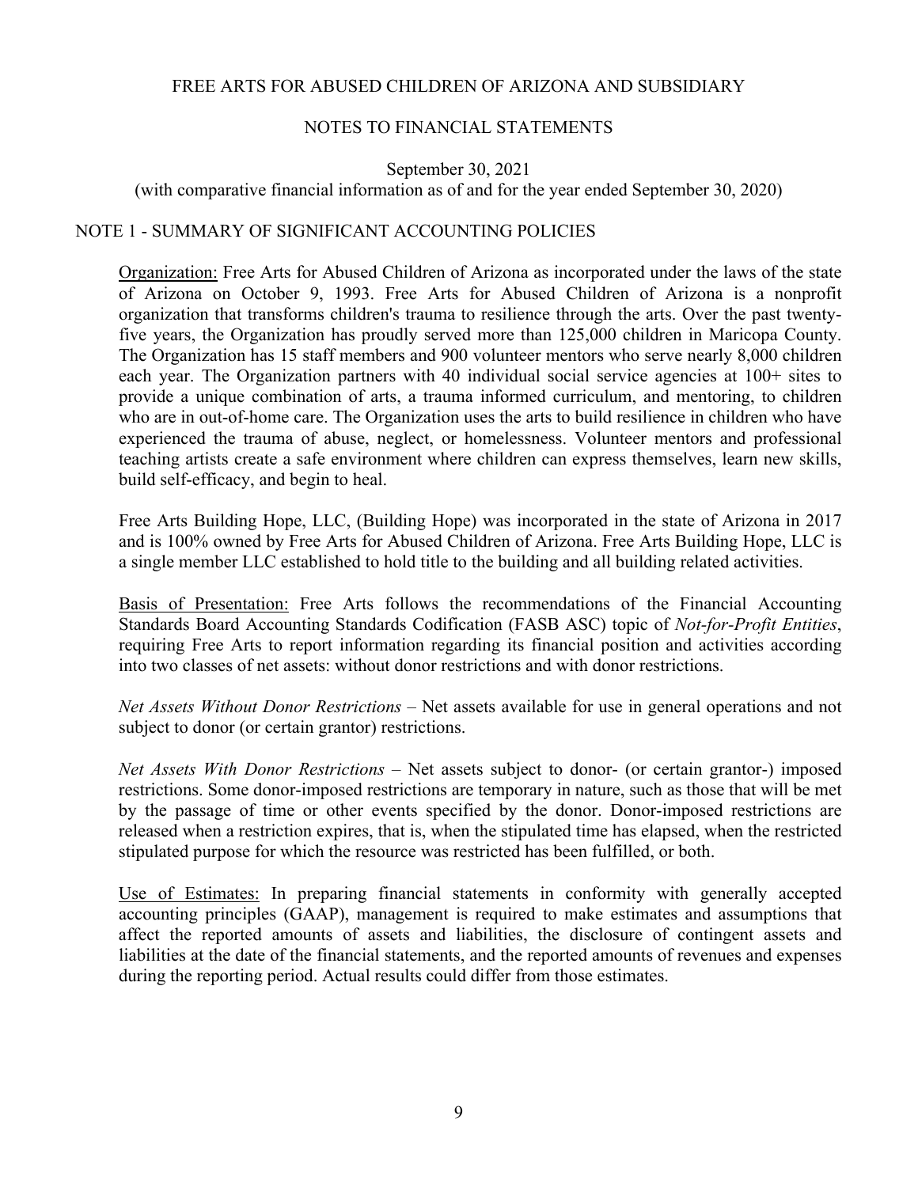# FREE ARTS FOR ABUSED CHILDREN OF ARIZONA AND SUBSIDIARY

## NOTES TO FINANCIAL STATEMENTS

September 30, 2021
(with comparative financial information as of and for the year ended September 30, 2020)

## NOTE 1 - SUMMARY OF SIGNIFICANT ACCOUNTING POLICIES

Organization: Free Arts for Abused Children of Arizona as incorporated under the laws of the state of Arizona on October 9, 1993. Free Arts for Abused Children of Arizona is a nonprofit organization that transforms children's trauma to resilience through the arts. Over the past twenty-five years, the Organization has proudly served more than 125,000 children in Maricopa County. The Organization has 15 staff members and 900 volunteer mentors who serve nearly 8,000 children each year. The Organization partners with 40 individual social service agencies at 100+ sites to provide a unique combination of arts, a trauma informed curriculum, and mentoring, to children who are in out-of-home care. The Organization uses the arts to build resilience in children who have experienced the trauma of abuse, neglect, or homelessness. Volunteer mentors and professional teaching artists create a safe environment where children can express themselves, learn new skills, build self-efficacy, and begin to heal.

Free Arts Building Hope, LLC, (Building Hope) was incorporated in the state of Arizona in 2017 and is 100% owned by Free Arts for Abused Children of Arizona. Free Arts Building Hope, LLC is a single member LLC established to hold title to the building and all building related activities.

Basis of Presentation: Free Arts follows the recommendations of the Financial Accounting Standards Board Accounting Standards Codification (FASB ASC) topic of *Not-for-Profit Entities*, requiring Free Arts to report information regarding its financial position and activities according into two classes of net assets: without donor restrictions and with donor restrictions.

*Net Assets Without Donor Restrictions* – Net assets available for use in general operations and not subject to donor (or certain grantor) restrictions.

*Net Assets With Donor Restrictions* – Net assets subject to donor- (or certain grantor-) imposed restrictions. Some donor-imposed restrictions are temporary in nature, such as those that will be met by the passage of time or other events specified by the donor. Donor-imposed restrictions are released when a restriction expires, that is, when the stipulated time has elapsed, when the restricted stipulated purpose for which the resource was restricted has been fulfilled, or both.

Use of Estimates: In preparing financial statements in conformity with generally accepted accounting principles (GAAP), management is required to make estimates and assumptions that affect the reported amounts of assets and liabilities, the disclosure of contingent assets and liabilities at the date of the financial statements, and the reported amounts of revenues and expenses during the reporting period. Actual results could differ from those estimates.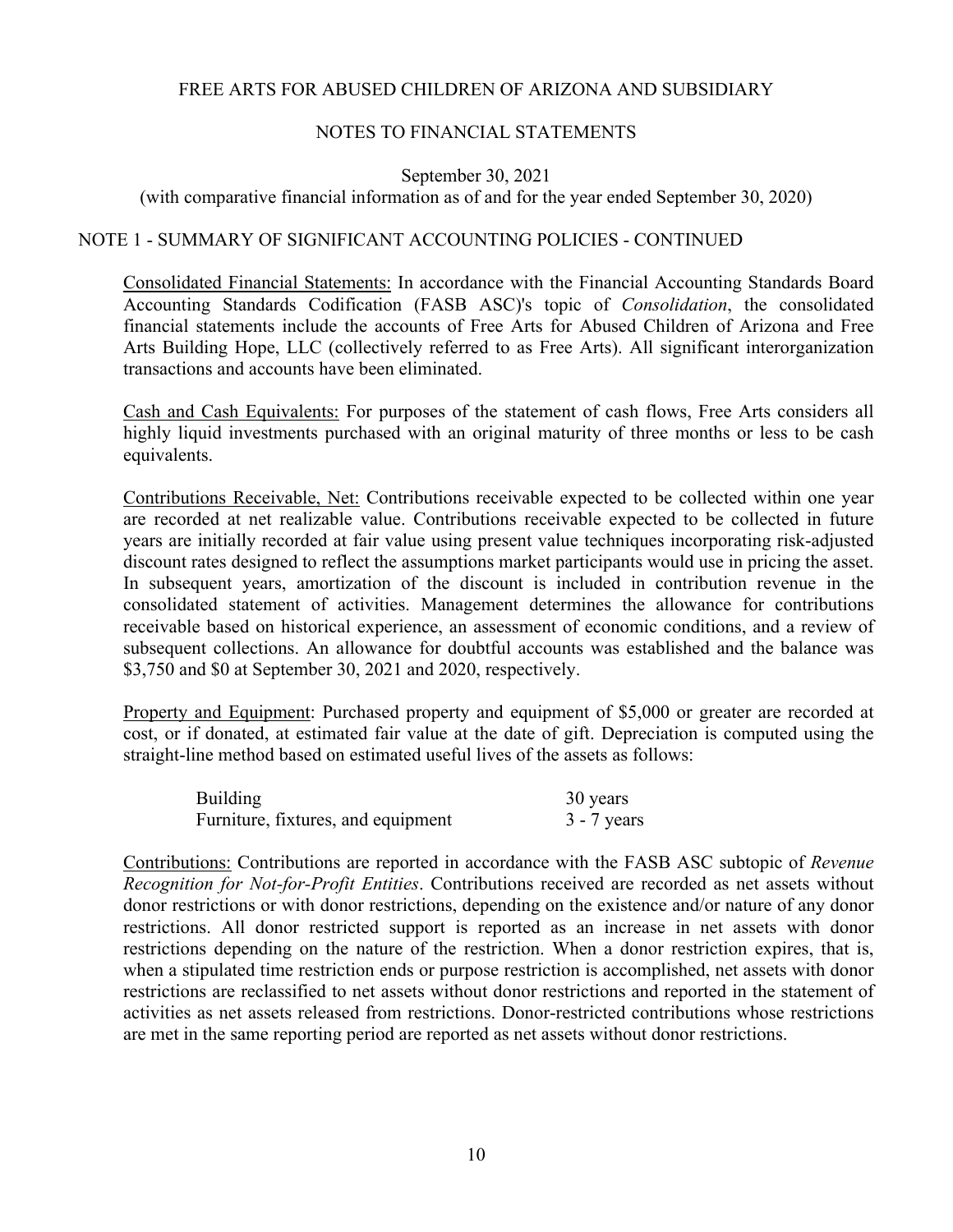# FREE ARTS FOR ABUSED CHILDREN OF ARIZONA AND SUBSIDIARY

## NOTES TO FINANCIAL STATEMENTS

September 30, 2021
(with comparative financial information as of and for the year ended September 30, 2020)

### NOTE 1 - SUMMARY OF SIGNIFICANT ACCOUNTING POLICIES - CONTINUED

Consolidated Financial Statements: In accordance with the Financial Accounting Standards Board Accounting Standards Codification (FASB ASC)'s topic of *Consolidation*, the consolidated financial statements include the accounts of Free Arts for Abused Children of Arizona and Free Arts Building Hope, LLC (collectively referred to as Free Arts). All significant interorganization transactions and accounts have been eliminated.

Cash and Cash Equivalents: For purposes of the statement of cash flows, Free Arts considers all highly liquid investments purchased with an original maturity of three months or less to be cash equivalents.

Contributions Receivable, Net: Contributions receivable expected to be collected within one year are recorded at net realizable value. Contributions receivable expected to be collected in future years are initially recorded at fair value using present value techniques incorporating risk-adjusted discount rates designed to reflect the assumptions market participants would use in pricing the asset. In subsequent years, amortization of the discount is included in contribution revenue in the consolidated statement of activities. Management determines the allowance for contributions receivable based on historical experience, an assessment of economic conditions, and a review of subsequent collections. An allowance for doubtful accounts was established and the balance was $3,750 and $0 at September 30, 2021 and 2020, respectively.

Property and Equipment: Purchased property and equipment of $5,000 or greater are recorded at cost, or if donated, at estimated fair value at the date of gift. Depreciation is computed using the straight-line method based on estimated useful lives of the assets as follows:

| | |
|---|---|
| Building | 30 years |
| Furniture, fixtures, and equipment | 3 - 7 years |

Contributions: Contributions are reported in accordance with the FASB ASC subtopic of *Revenue Recognition for Not-for-Profit Entities*. Contributions received are recorded as net assets without donor restrictions or with donor restrictions, depending on the existence and/or nature of any donor restrictions. All donor restricted support is reported as an increase in net assets with donor restrictions depending on the nature of the restriction. When a donor restriction expires, that is, when a stipulated time restriction ends or purpose restriction is accomplished, net assets with donor restrictions are reclassified to net assets without donor restrictions and reported in the statement of activities as net assets released from restrictions. Donor-restricted contributions whose restrictions are met in the same reporting period are reported as net assets without donor restrictions.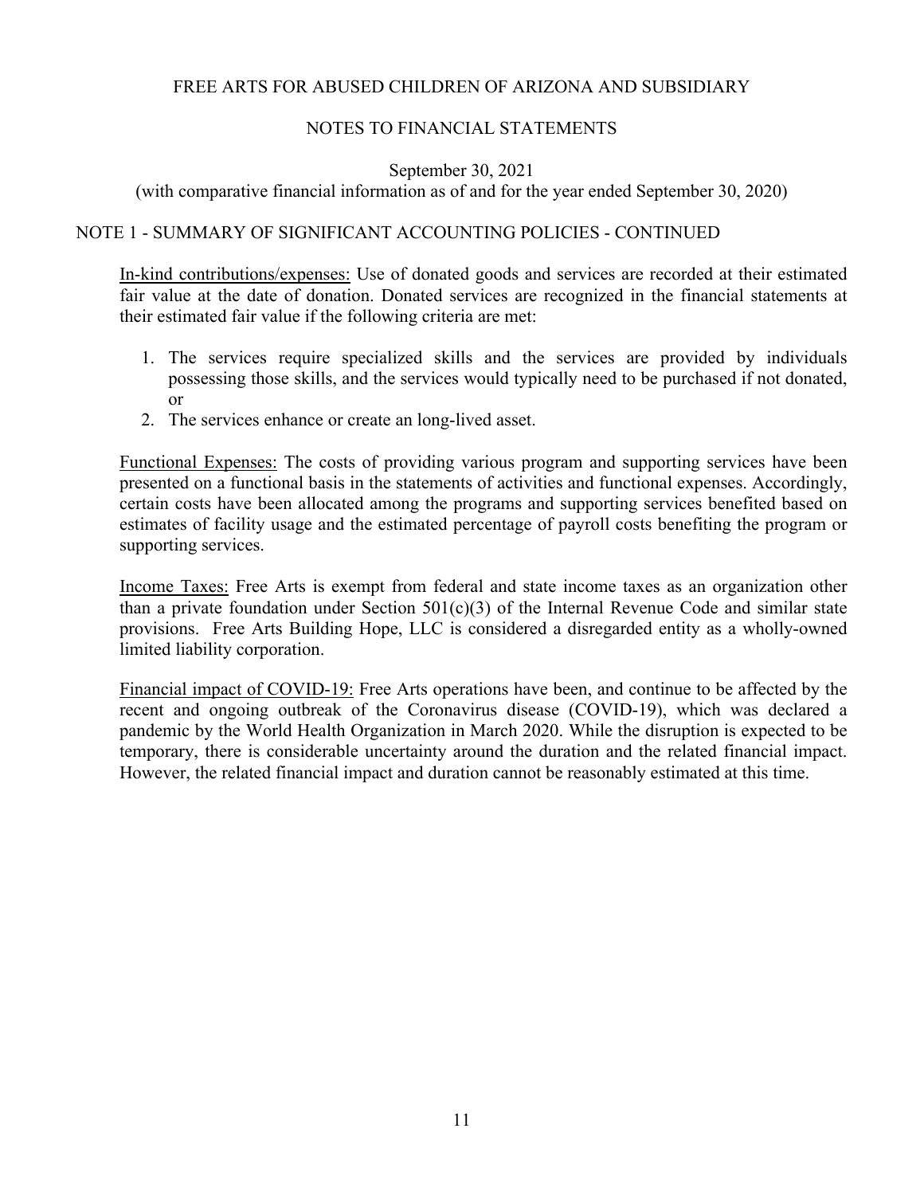FREE ARTS FOR ABUSED CHILDREN OF ARIZONA AND SUBSIDIARY

NOTES TO FINANCIAL STATEMENTS

September 30, 2021
(with comparative financial information as of and for the year ended September 30, 2020)

## NOTE 1 - SUMMARY OF SIGNIFICANT ACCOUNTING POLICIES - CONTINUED

In-kind contributions/expenses: Use of donated goods and services are recorded at their estimated fair value at the date of donation. Donated services are recognized in the financial statements at their estimated fair value if the following criteria are met:

1. The services require specialized skills and the services are provided by individuals possessing those skills, and the services would typically need to be purchased if not donated, or
2. The services enhance or create an long-lived asset.

Functional Expenses: The costs of providing various program and supporting services have been presented on a functional basis in the statements of activities and functional expenses. Accordingly, certain costs have been allocated among the programs and supporting services benefited based on estimates of facility usage and the estimated percentage of payroll costs benefiting the program or supporting services.

Income Taxes: Free Arts is exempt from federal and state income taxes as an organization other than a private foundation under Section 501(c)(3) of the Internal Revenue Code and similar state provisions. Free Arts Building Hope, LLC is considered a disregarded entity as a wholly-owned limited liability corporation.

Financial impact of COVID-19: Free Arts operations have been, and continue to be affected by the recent and ongoing outbreak of the Coronavirus disease (COVID-19), which was declared a pandemic by the World Health Organization in March 2020. While the disruption is expected to be temporary, there is considerable uncertainty around the duration and the related financial impact. However, the related financial impact and duration cannot be reasonably estimated at this time.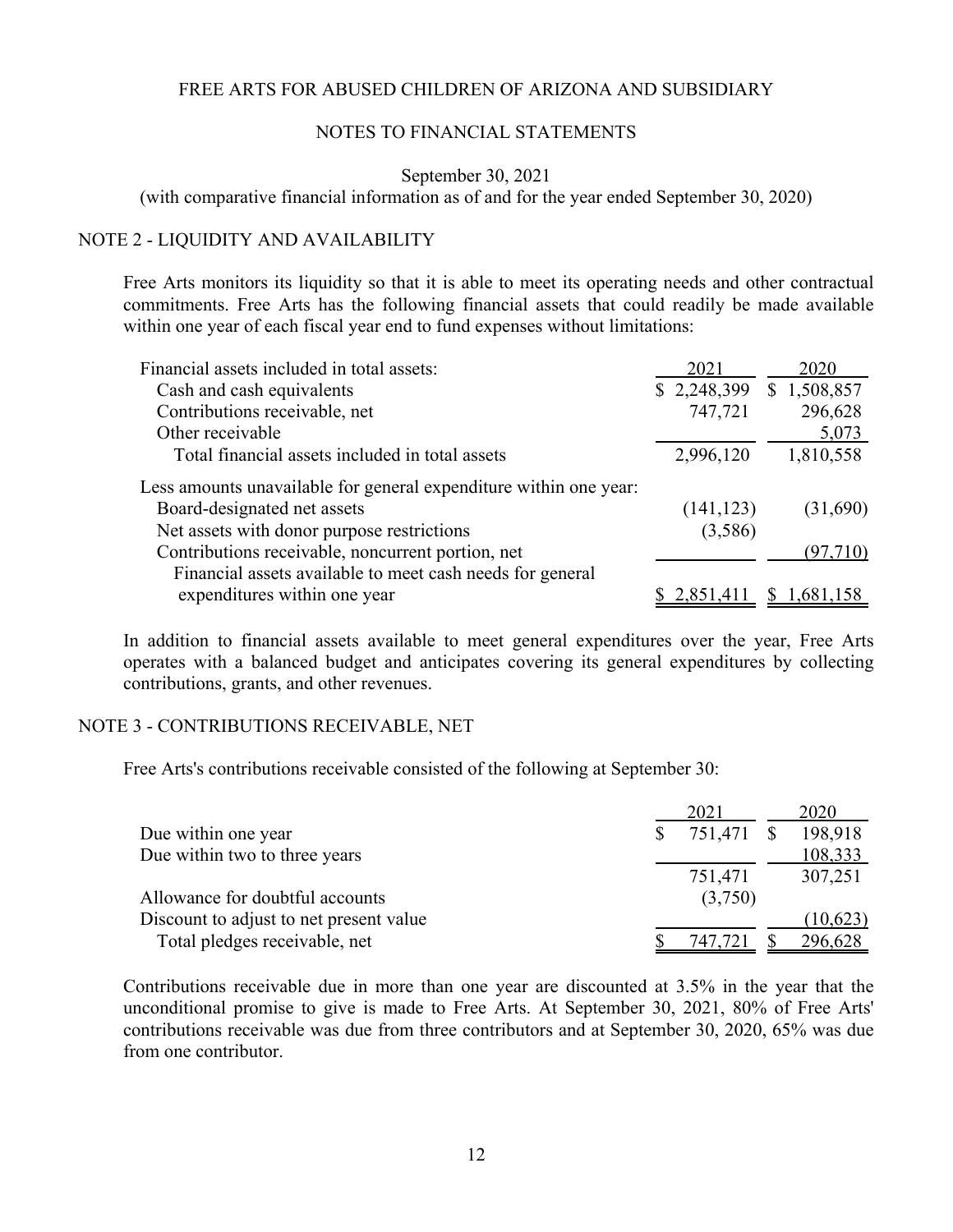FREE ARTS FOR ABUSED CHILDREN OF ARIZONA AND SUBSIDIARY

NOTES TO FINANCIAL STATEMENTS

September 30, 2021
(with comparative financial information as of and for the year ended September 30, 2020)

## NOTE 2 - LIQUIDITY AND AVAILABILITY

Free Arts monitors its liquidity so that it is able to meet its operating needs and other contractual commitments. Free Arts has the following financial assets that could readily be made available within one year of each fiscal year end to fund expenses without limitations:

| Financial assets included in total assets: | 2021 | 2020 |
|---|---|---|
| Cash and cash equivalents | $ 2,248,399 | $ 1,508,857 |
| Contributions receivable, net | 747,721 | 296,628 |
| Other receivable | | 5,073 |
| Total financial assets included in total assets | 2,996,120 | 1,810,558 |
| Less amounts unavailable for general expenditure within one year: | | |
| Board-designated net assets | (141,123) | (31,690) |
| Net assets with donor purpose restrictions | (3,586) | |
| Contributions receivable, noncurrent portion, net | | (97,710) |
| Financial assets available to meet cash needs for general expenditures within one year | $ 2,851,411 | $ 1,681,158 |

In addition to financial assets available to meet general expenditures over the year, Free Arts operates with a balanced budget and anticipates covering its general expenditures by collecting contributions, grants, and other revenues.

## NOTE 3 - CONTRIBUTIONS RECEIVABLE, NET

Free Arts's contributions receivable consisted of the following at September 30:

| | 2021 | 2020 |
|---|---|---|
| Due within one year | $ 751,471 | $ 198,918 |
| Due within two to three years | | 108,333 |
| | 751,471 | 307,251 |
| Allowance for doubtful accounts | (3,750) | |
| Discount to adjust to net present value | | (10,623) |
| Total pledges receivable, net | $ 747,721 | $ 296,628 |

Contributions receivable due in more than one year are discounted at 3.5% in the year that the unconditional promise to give is made to Free Arts. At September 30, 2021, 80% of Free Arts' contributions receivable was due from three contributors and at September 30, 2020, 65% was due from one contributor.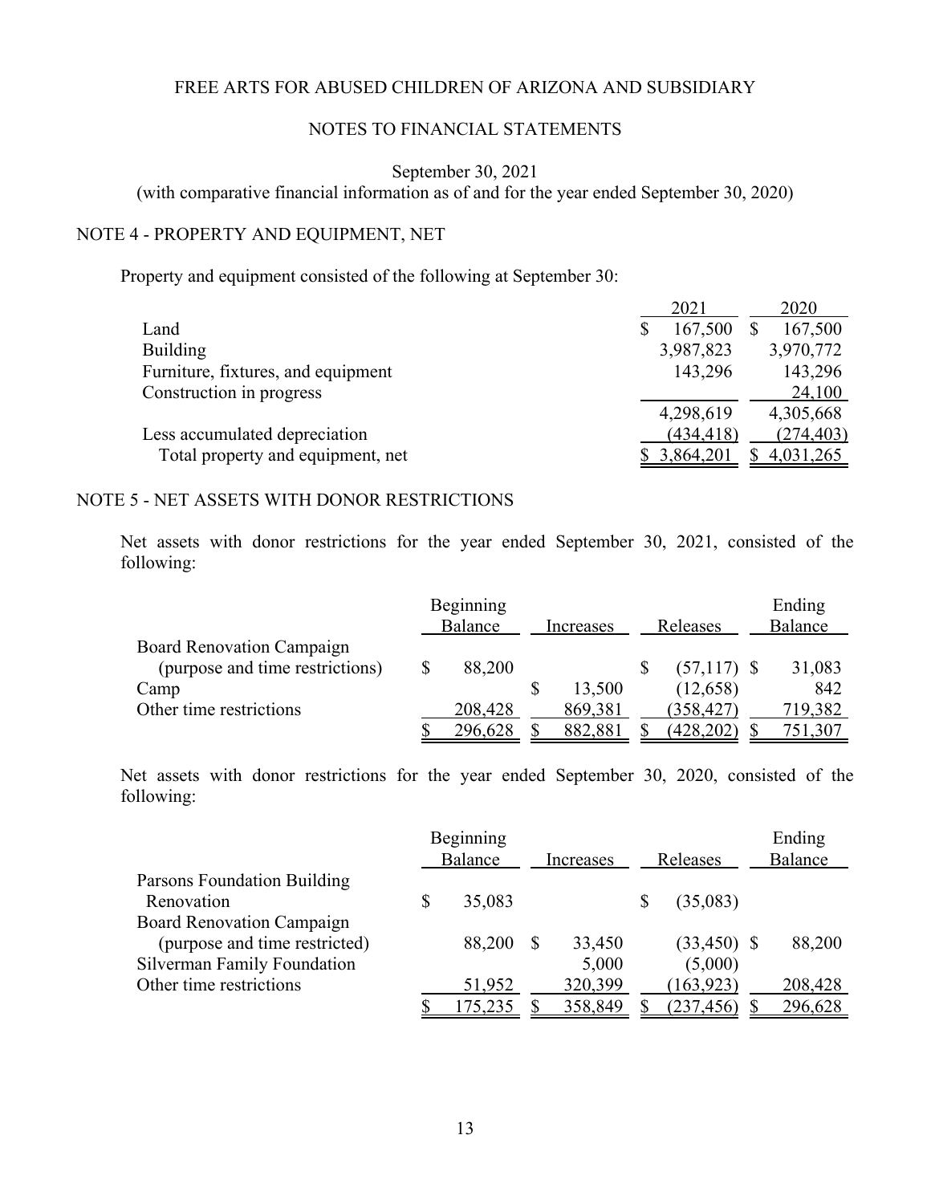FREE ARTS FOR ABUSED CHILDREN OF ARIZONA AND SUBSIDIARY

NOTES TO FINANCIAL STATEMENTS

September 30, 2021
(with comparative financial information as of and for the year ended September 30, 2020)

## NOTE 4 - PROPERTY AND EQUIPMENT, NET

Property and equipment consisted of the following at September 30:

| | 2021 | 2020 |
|---|---|---|
| Land | $ 167,500 | $ 167,500 |
| Building | 3,987,823 | 3,970,772 |
| Furniture, fixtures, and equipment | 143,296 | 143,296 |
| Construction in progress | | 24,100 |
| | 4,298,619 | 4,305,668 |
| Less accumulated depreciation | (434,418) | (274,403) |
| Total property and equipment, net | $ 3,864,201 | $ 4,031,265 |

## NOTE 5 - NET ASSETS WITH DONOR RESTRICTIONS

Net assets with donor restrictions for the year ended September 30, 2021, consisted of the following:

| | Beginning Balance | Increases | Releases | Ending Balance |
|---|---|---|---|---|
| Board Renovation Campaign (purpose and time restrictions) | $ 88,200 | | $ (57,117) | $ 31,083 |
| Camp | | $ 13,500 | (12,658) | 842 |
| Other time restrictions | 208,428 | 869,381 | (358,427) | 719,382 |
| | $ 296,628 | $ 882,881 | $ (428,202) | $ 751,307 |

Net assets with donor restrictions for the year ended September 30, 2020, consisted of the following:

| | Beginning Balance | Increases | Releases | Ending Balance |
|---|---|---|---|---|
| Parsons Foundation Building Renovation | $ 35,083 | | $ (35,083) | |
| Board Renovation Campaign (purpose and time restricted) | 88,200 | $ 33,450 | (33,450) | $ 88,200 |
| Silverman Family Foundation | | 5,000 | (5,000) | |
| Other time restrictions | 51,952 | 320,399 | (163,923) | 208,428 |
| | $ 175,235 | $ 358,849 | $ (237,456) | $ 296,628 |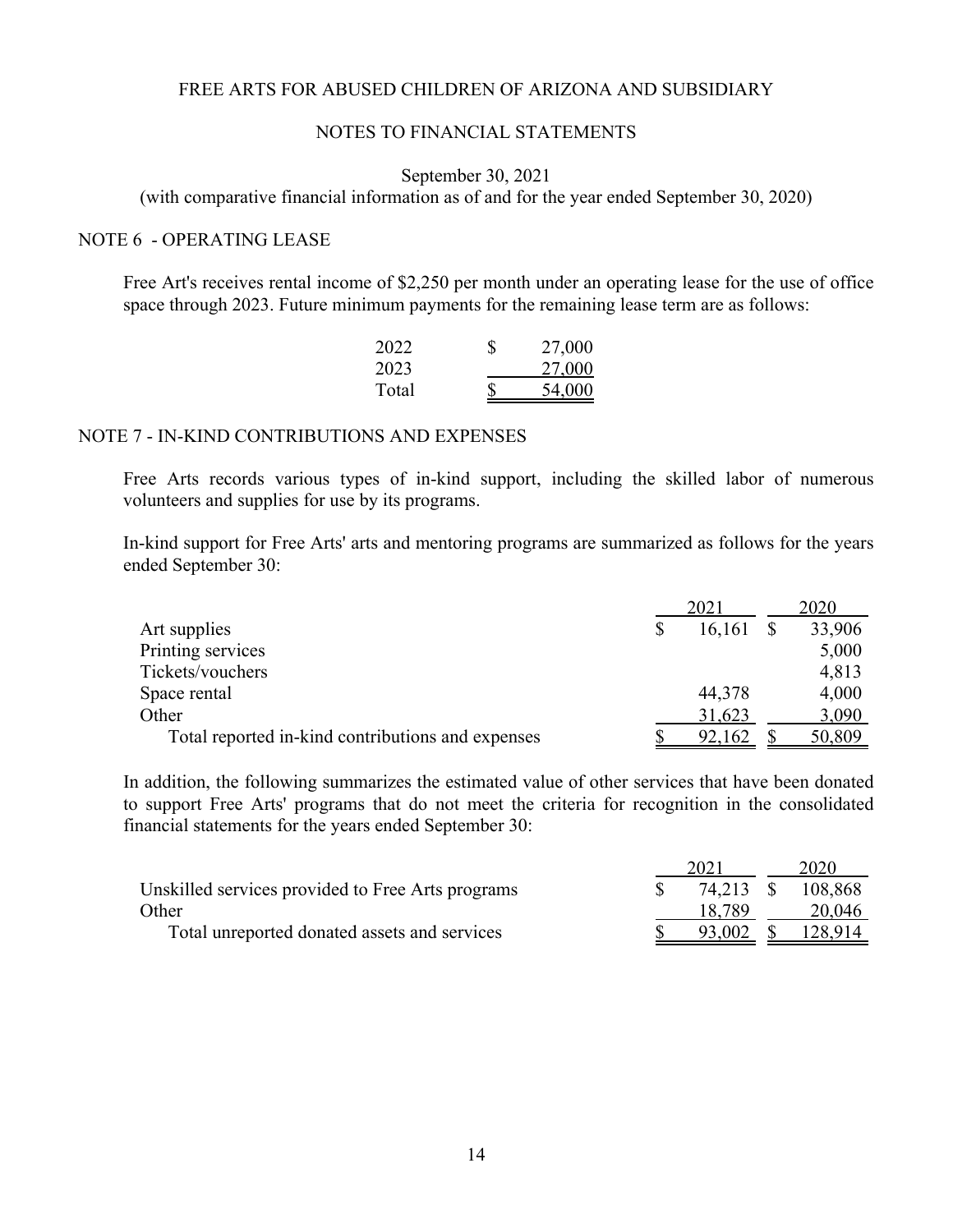FREE ARTS FOR ABUSED CHILDREN OF ARIZONA AND SUBSIDIARY

NOTES TO FINANCIAL STATEMENTS

September 30, 2021
(with comparative financial information as of and for the year ended September 30, 2020)

## NOTE 6 - OPERATING LEASE

Free Art's receives rental income of $2,250 per month under an operating lease for the use of office space through 2023. Future minimum payments for the remaining lease term are as follows:

| Year | Amount |
|---|---|
| 2022 | $ 27,000 |
| 2023 | 27,000 |
| Total | $ 54,000 |

## NOTE 7 - IN-KIND CONTRIBUTIONS AND EXPENSES

Free Arts records various types of in-kind support, including the skilled labor of numerous volunteers and supplies for use by its programs.

In-kind support for Free Arts' arts and mentoring programs are summarized as follows for the years ended September 30:

| | 2021 | 2020 |
|---|---|---|
| Art supplies | $ 16,161 | $ 33,906 |
| Printing services | | 5,000 |
| Tickets/vouchers | | 4,813 |
| Space rental | 44,378 | 4,000 |
| Other | 31,623 | 3,090 |
| Total reported in-kind contributions and expenses | $ 92,162 | $ 50,809 |

In addition, the following summarizes the estimated value of other services that have been donated to support Free Arts' programs that do not meet the criteria for recognition in the consolidated financial statements for the years ended September 30:

| | 2021 | 2020 |
|---|---|---|
| Unskilled services provided to Free Arts programs | $ 74,213 | $ 108,868 |
| Other | 18,789 | 20,046 |
| Total unreported donated assets and services | $ 93,002 | $ 128,914 |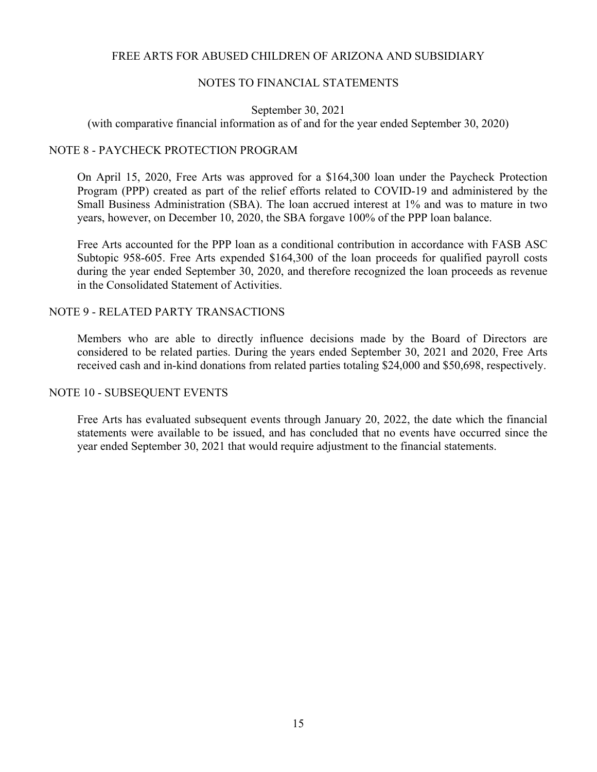FREE ARTS FOR ABUSED CHILDREN OF ARIZONA AND SUBSIDIARY

NOTES TO FINANCIAL STATEMENTS

September 30, 2021
(with comparative financial information as of and for the year ended September 30, 2020)

## NOTE 8 - PAYCHECK PROTECTION PROGRAM

On April 15, 2020, Free Arts was approved for a $164,300 loan under the Paycheck Protection Program (PPP) created as part of the relief efforts related to COVID-19 and administered by the Small Business Administration (SBA). The loan accrued interest at 1% and was to mature in two years, however, on December 10, 2020, the SBA forgave 100% of the PPP loan balance.

Free Arts accounted for the PPP loan as a conditional contribution in accordance with FASB ASC Subtopic 958-605. Free Arts expended $164,300 of the loan proceeds for qualified payroll costs during the year ended September 30, 2020, and therefore recognized the loan proceeds as revenue in the Consolidated Statement of Activities.

## NOTE 9 - RELATED PARTY TRANSACTIONS

Members who are able to directly influence decisions made by the Board of Directors are considered to be related parties. During the years ended September 30, 2021 and 2020, Free Arts received cash and in-kind donations from related parties totaling $24,000 and $50,698, respectively.

## NOTE 10 - SUBSEQUENT EVENTS

Free Arts has evaluated subsequent events through January 20, 2022, the date which the financial statements were available to be issued, and has concluded that no events have occurred since the year ended September 30, 2021 that would require adjustment to the financial statements.